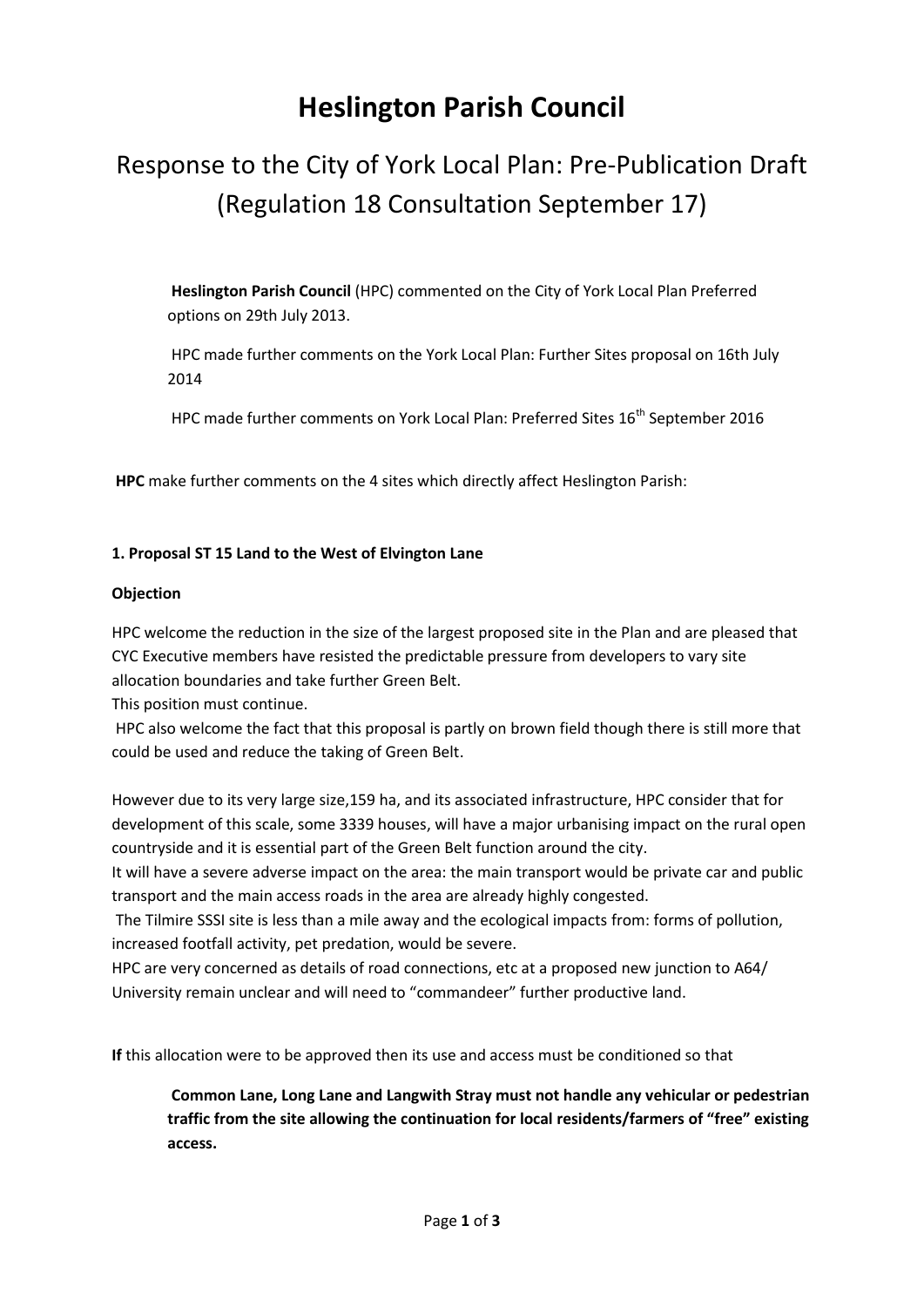# Heslington Parish Council

## Response to the City of York Local Plan: Pre-Publication Draft (Regulation 18 Consultation September 17)

**Heslington Parish Council** (HPC) commented on the City of York Local Plan Preferred options on 29th July 2013.

HPC made further comments on the York Local Plan: Further Sites proposal on 16th July 2014

HPC made further comments on York Local Plan: Preferred Sites 16th September 2016

**HPC** make further comments on the 4 sites which directly affect Heslington Parish:

### 1. Proposal ST 15 Land to the West of Elvington Lane

**Objection**

HPC welcome the reduction in the size of the largest proposed site in the Plan and are pleased that CYC Executive members have resisted the predictable pressure from developers to vary site allocation boundaries and take further Green Belt.
This position must continue.
HPC also welcome the fact that this proposal is partly on brown field though there is still more that could be used and reduce the taking of Green Belt.

However due to its very large size,159 ha, and its associated infrastructure, HPC consider that for development of this scale, some 3339 houses, will have a major urbanising impact on the rural open countryside and it is essential part of the Green Belt function around the city.
It will have a severe adverse impact on the area: the main transport would be private car and public transport and the main access roads in the area are already highly congested.
The Tilmire SSSI site is less than a mile away and the ecological impacts from: forms of pollution, increased footfall activity, pet predation, would be severe.
HPC are very concerned as details of road connections, etc at a proposed new junction to A64/ University remain unclear and will need to "commandeer" further productive land.

**If** this allocation were to be approved then its use and access must be conditioned so that

**Common Lane, Long Lane and Langwith Stray must not handle any vehicular or pedestrian traffic from the site allowing the continuation for local residents/farmers of "free" existing access.**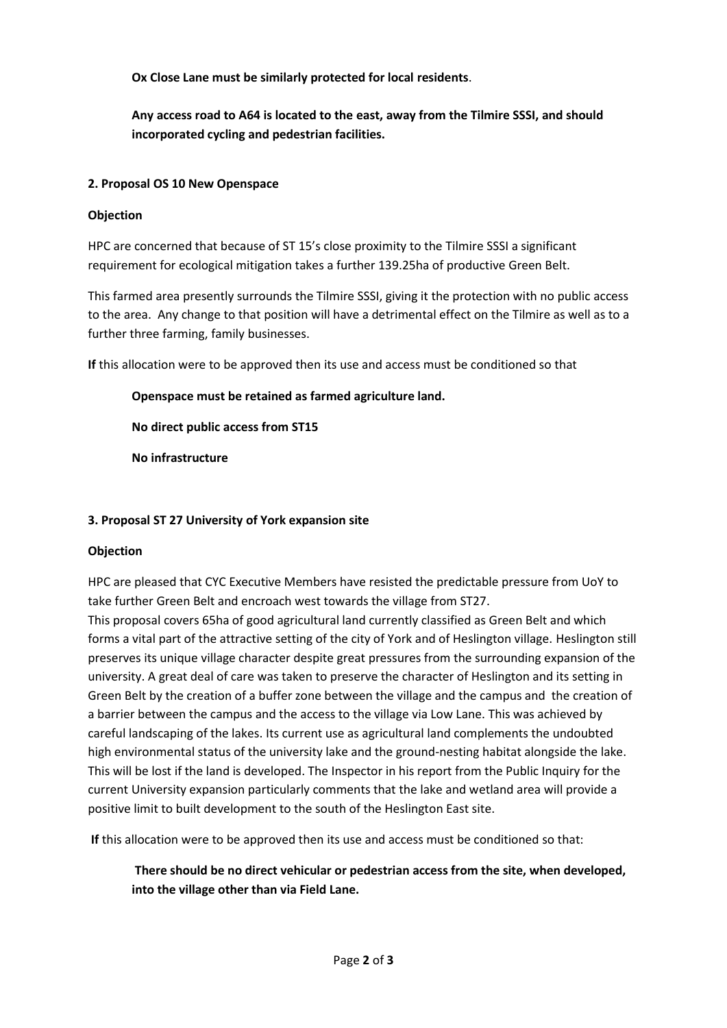**Ox Close Lane must be similarly protected for local residents**.

**Any access road to A64 is located to the east, away from the Tilmire SSSI, and should incorporated cycling and pedestrian facilities.**

**2. Proposal OS 10 New Openspace**

**Objection**

HPC are concerned that because of ST 15's close proximity to the Tilmire SSSI a significant requirement for ecological mitigation takes a further 139.25ha of productive Green Belt.

This farmed area presently surrounds the Tilmire SSSI, giving it the protection with no public access to the area. Any change to that position will have a detrimental effect on the Tilmire as well as to a further three farming, family businesses.

**If** this allocation were to be approved then its use and access must be conditioned so that

**Openspace must be retained as farmed agriculture land.**

**No direct public access from ST15**

**No infrastructure**

**3. Proposal ST 27 University of York expansion site**

**Objection**

HPC are pleased that CYC Executive Members have resisted the predictable pressure from UoY to take further Green Belt and encroach west towards the village from ST27.

This proposal covers 65ha of good agricultural land currently classified as Green Belt and which forms a vital part of the attractive setting of the city of York and of Heslington village. Heslington still preserves its unique village character despite great pressures from the surrounding expansion of the university. A great deal of care was taken to preserve the character of Heslington and its setting in Green Belt by the creation of a buffer zone between the village and the campus and the creation of a barrier between the campus and the access to the village via Low Lane. This was achieved by careful landscaping of the lakes. Its current use as agricultural land complements the undoubted high environmental status of the university lake and the ground-nesting habitat alongside the lake. This will be lost if the land is developed. The Inspector in his report from the Public Inquiry for the current University expansion particularly comments that the lake and wetland area will provide a positive limit to built development to the south of the Heslington East site.

**If** this allocation were to be approved then its use and access must be conditioned so that:

**There should be no direct vehicular or pedestrian access from the site, when developed, into the village other than via Field Lane.**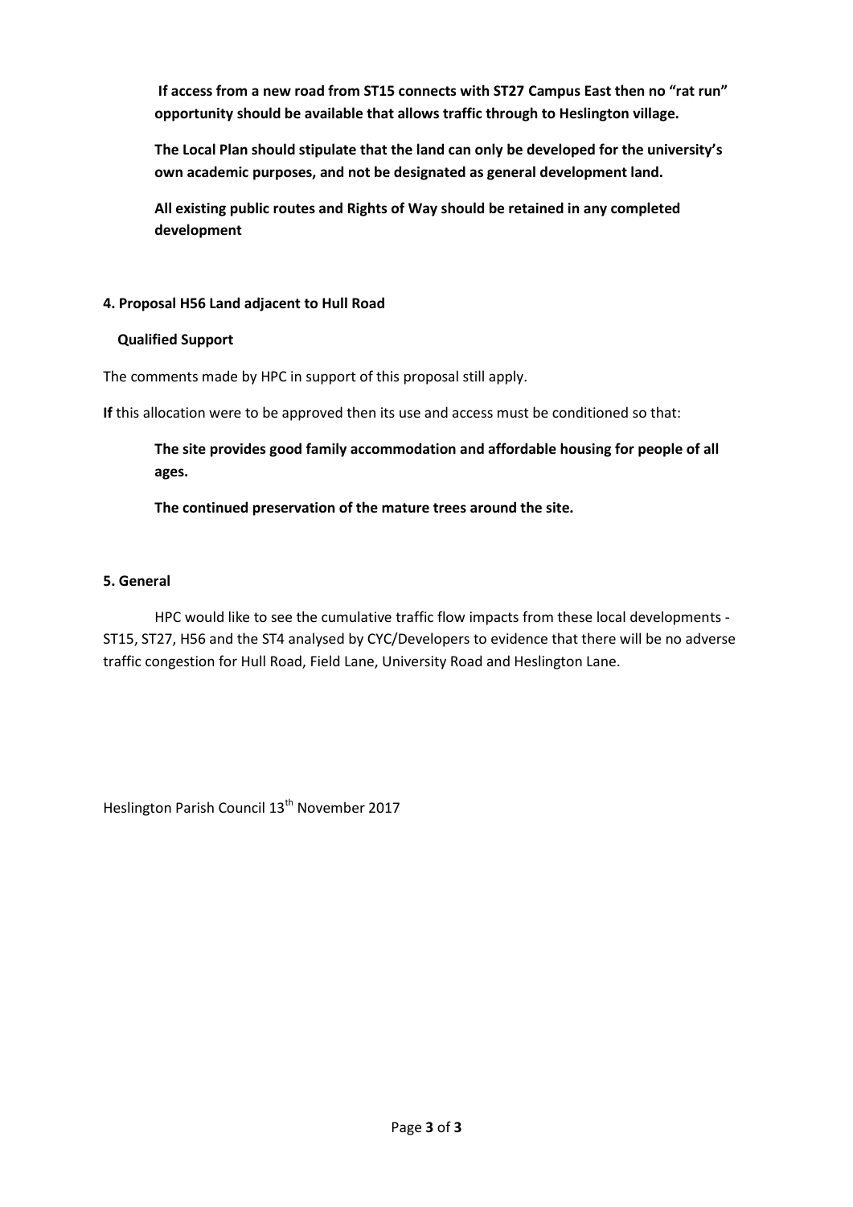**If access from a new road from ST15 connects with ST27 Campus East then no "rat run" opportunity should be available that allows traffic through to Heslington village.**

**The Local Plan should stipulate that the land can only be developed for the university's own academic purposes, and not be designated as general development land.**

**All existing public routes and Rights of Way should be retained in any completed development**

**4. Proposal H56 Land adjacent to Hull Road**

**Qualified Support**

The comments made by HPC in support of this proposal still apply.

**If** this allocation were to be approved then its use and access must be conditioned so that:

**The site provides good family accommodation and affordable housing for people of all ages.**

**The continued preservation of the mature trees around the site.**

**5. General**

HPC would like to see the cumulative traffic flow impacts from these local developments - ST15, ST27, H56 and the ST4 analysed by CYC/Developers to evidence that there will be no adverse traffic congestion for Hull Road, Field Lane, University Road and Heslington Lane.

Heslington Parish Council 13th November 2017